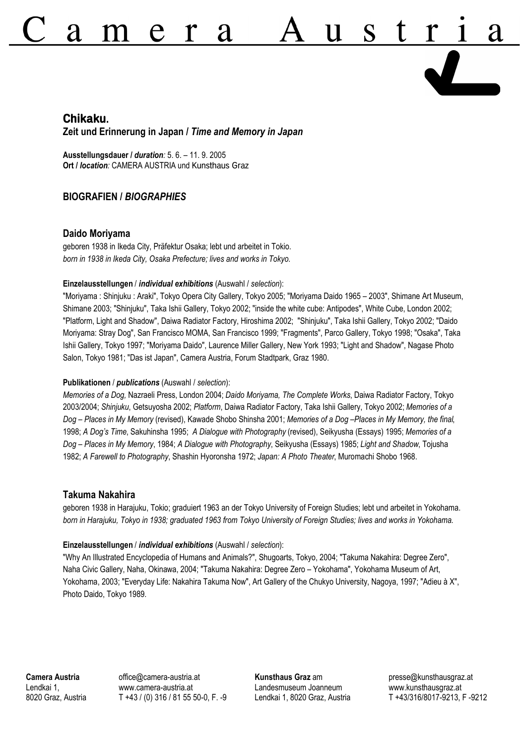# Camera Austria

## Chikaku.

**Zeit und Erinnerung in Japan / *Time and Memory in Japan***

**Ausstellungsdauer / *duration*:** 5. 6. – 11. 9. 2005
**Ort / *location*:** CAMERA AUSTRIA und Kunsthaus Graz

## BIOGRAFIEN / *BIOGRAPHIES*

### Daido Moriyama

geboren 1938 in Ikeda City, Präfektur Osaka; lebt und arbeitet in Tokio.
*born in 1938 in Ikeda City, Osaka Prefecture; lives and works in Tokyo.*

**Einzelausstellungen / *individual exhibitions*** (Auswahl / *selection*):

"Moriyama : Shinjuku : Araki", Tokyo Opera City Gallery, Tokyo 2005; "Moriyama Daido 1965 – 2003", Shimane Art Museum, Shimane 2003; "Shinjuku", Taka Ishii Gallery, Tokyo 2002; "inside the white cube: Antipodes", White Cube, London 2002; "Platform, Light and Shadow", Daiwa Radiator Factory, Hiroshima 2002; "Shinjuku", Taka Ishii Gallery, Tokyo 2002; "Daido Moriyama: Stray Dog", San Francisco MOMA, San Francisco 1999; "Fragments", Parco Gallery, Tokyo 1998; "Osaka", Taka Ishii Gallery, Tokyo 1997; "Moriyama Daido", Laurence Miller Gallery, New York 1993; "Light and Shadow", Nagase Photo Salon, Tokyo 1981; "Das ist Japan", Camera Austria, Forum Stadtpark, Graz 1980.

**Publikationen / *publications*** (Auswahl / *selection*):

*Memories of a Dog,* Nazraeli Press, London 2004; *Daido Moriyama, The Complete Works*, Daiwa Radiator Factory, Tokyo 2003/2004; *Shinjuku*, Getsuyosha 2002; *Platform*, Daiwa Radiator Factory, Taka Ishii Gallery, Tokyo 2002; *Memories of a Dog – Places in My Memory* (revised), Kawade Shobo Shinsha 2001; *Memories of a Dog –Places in My Memory, the final*, 1998; *A Dog's Time*, Sakuhinsha 1995; *A Dialogue with Photography* (revised), Seikyusha (Essays) 1995; *Memories of a Dog – Places in My Memory*, 1984; *A Dialogue with Photography*, Seikyusha (Essays) 1985; *Light and Shadow*, Tojusha 1982; *A Farewell to Photography*, Shashin Hyoronsha 1972; *Japan: A Photo Theater*, Muromachi Shobo 1968.

### Takuma Nakahira

geboren 1938 in Harajuku, Tokio; graduiert 1963 an der Tokyo University of Foreign Studies; lebt und arbeitet in Yokohama.
*born in Harajuku, Tokyo in 1938; graduated 1963 from Tokyo University of Foreign Studies; lives and works in Yokohama.*

**Einzelausstellungen / *individual exhibitions*** (Auswahl / *selection*):

"Why An Illustrated Encyclopedia of Humans and Animals?", Shugoarts, Tokyo, 2004; "Takuma Nakahira: Degree Zero", Naha Civic Gallery, Naha, Okinawa, 2004; "Takuma Nakahira: Degree Zero – Yokohama", Yokohama Museum of Art, Yokohama, 2003; "Everyday Life: Nakahira Takuma Now", Art Gallery of the Chukyo University, Nagoya, 1997; "Adieu à X", Photo Daido, Tokyo 1989.

**Camera Austria**
Lendkai 1,
8020 Graz, Austria

office@camera-austria.at
www.camera-austria.at
T +43 / (0) 316 / 81 55 50-0, F. -9

**Kunsthaus Graz** am
Landesmuseum Joanneum
Lendkai 1, 8020 Graz, Austria

presse@kunsthausgraz.at
www.kunsthausgraz.at
T +43/316/8017-9213, F -9212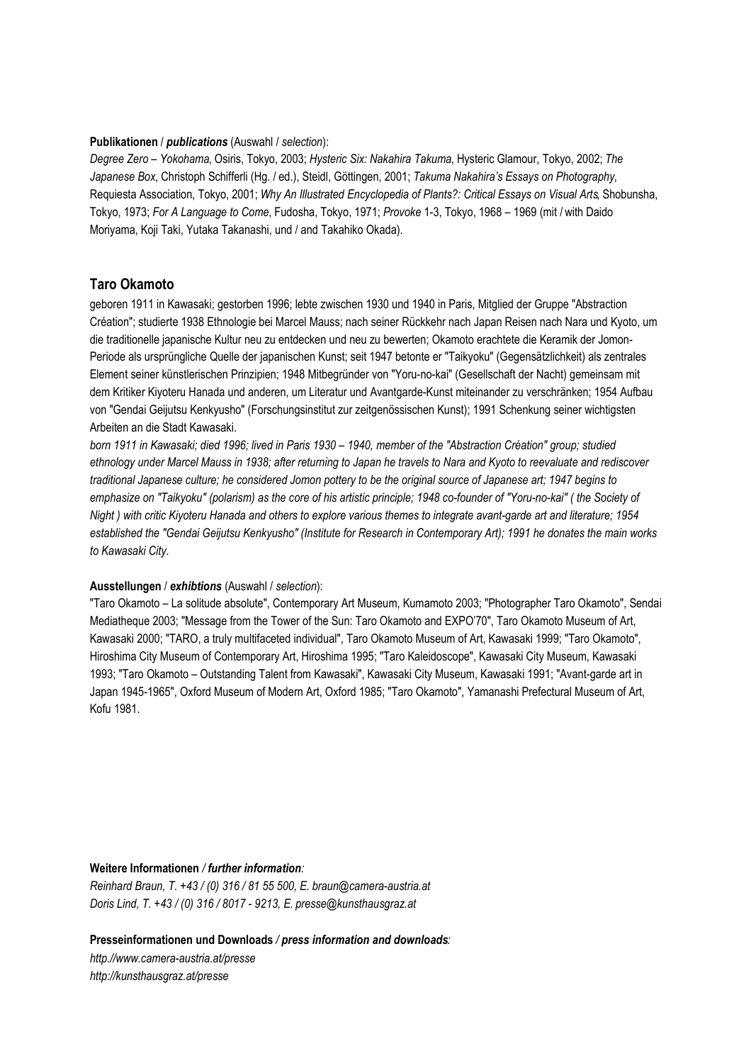**Publikationen** / ***publications*** (Auswahl / *selection*):
*Degree Zero – Yokohama*, Osiris, Tokyo, 2003; *Hysteric Six: Nakahira Takuma*, Hysteric Glamour, Tokyo, 2002; *The Japanese Box*, Christoph Schifferli (Hg. / ed.), Steidl, Göttingen, 2001; *Takuma Nakahira's Essays on Photography*, Requiesta Association, Tokyo, 2001; *Why An Illustrated Encyclopedia of Plants?: Critical Essays on Visual Arts*, Shobunsha, Tokyo, 1973; *For A Language to Come*, Fudosha, Tokyo, 1971; *Provoke* 1-3, Tokyo, 1968 – 1969 (mit / with Daido Moriyama, Koji Taki, Yutaka Takanashi, und / and Takahiko Okada).

## Taro Okamoto

geboren 1911 in Kawasaki; gestorben 1996; lebte zwischen 1930 und 1940 in Paris, Mitglied der Gruppe "Abstraction Création"; studierte 1938 Ethnologie bei Marcel Mauss; nach seiner Rückkehr nach Japan Reisen nach Nara und Kyoto, um die traditionelle japanische Kultur neu zu entdecken und neu zu bewerten; Okamoto erachtete die Keramik der Jomon-Periode als ursprüngliche Quelle der japanischen Kunst; seit 1947 betonte er "Taikyoku" (Gegensätzlichkeit) als zentrales Element seiner künstlerischen Prinzipien; 1948 Mitbegründer von "Yoru-no-kai" (Gesellschaft der Nacht) gemeinsam mit dem Kritiker Kiyoteru Hanada und anderen, um Literatur und Avantgarde-Kunst miteinander zu verschränken; 1954 Aufbau von "Gendai Geijutsu Kenkyusho" (Forschungsinstitut zur zeitgenössischen Kunst); 1991 Schenkung seiner wichtigsten Arbeiten an die Stadt Kawasaki.

*born 1911 in Kawasaki; died 1996; lived in Paris 1930 – 1940, member of the "Abstraction Création" group; studied ethnology under Marcel Mauss in 1938; after returning to Japan he travels to Nara and Kyoto to reevaluate and rediscover traditional Japanese culture; he considered Jomon pottery to be the original source of Japanese art; 1947 begins to emphasize on "Taikyoku" (polarism) as the core of his artistic principle; 1948 co-founder of "Yoru-no-kai" ( the Society of Night ) with critic Kiyoteru Hanada and others to explore various themes to integrate avant-garde art and literature; 1954 established the "Gendai Geijutsu Kenkyusho" (Institute for Research in Contemporary Art); 1991 he donates the main works to Kawasaki City.*

**Ausstellungen** / ***exhibtions*** (Auswahl / *selection*):
"Taro Okamoto – La solitude absolute", Contemporary Art Museum, Kumamoto 2003; "Photographer Taro Okamoto", Sendai Mediatheque 2003; "Message from the Tower of the Sun: Taro Okamoto and EXPO'70", Taro Okamoto Museum of Art, Kawasaki 2000; "TARO, a truly multifaceted individual", Taro Okamoto Museum of Art, Kawasaki 1999; "Taro Okamoto", Hiroshima City Museum of Contemporary Art, Hiroshima 1995; "Taro Kaleidoscope", Kawasaki City Museum, Kawasaki 1993; "Taro Okamoto – Outstanding Talent from Kawasaki", Kawasaki City Museum, Kawasaki 1991; "Avant-garde art in Japan 1945-1965", Oxford Museum of Modern Art, Oxford 1985; "Taro Okamoto", Yamanashi Prefectural Museum of Art, Kofu 1981.

**Weitere Informationen** ***/ further information:***
*Reinhard Braun, T. +43 / (0) 316 / 81 55 500, E. braun@camera-austria.at*
*Doris Lind, T. +43 / (0) 316 / 8017 - 9213, E. presse@kunsthausgraz.at*

**Presseinformationen und Downloads** ***/ press information and downloads:***
*http.//www.camera-austria.at/presse*
*http://kunsthausgraz.at/presse*